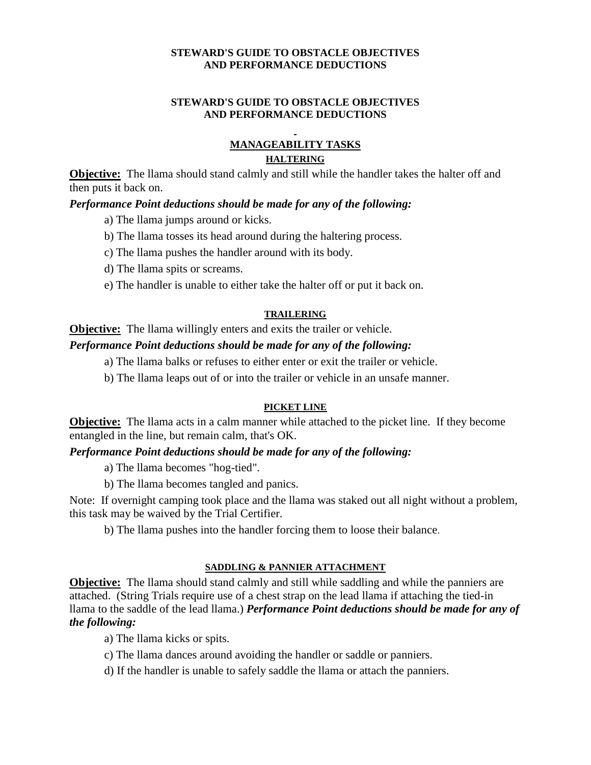# STEWARD'S GUIDE TO OBSTACLE OBJECTIVES AND PERFORMANCE DEDUCTIONS

# STEWARD'S GUIDE TO OBSTACLE OBJECTIVES AND PERFORMANCE DEDUCTIONS

## MANAGEABILITY TASKS

### HALTERING

**Objective:** The llama should stand calmly and still while the handler takes the halter off and then puts it back on.

***Performance Point deductions should be made for any of the following:***

a) The llama jumps around or kicks.

b) The llama tosses its head around during the haltering process.

c) The llama pushes the handler around with its body.

d) The llama spits or screams.

e) The handler is unable to either take the halter off or put it back on.

### TRAILERING

**Objective:** The llama willingly enters and exits the trailer or vehicle.

***Performance Point deductions should be made for any of the following:***

a) The llama balks or refuses to either enter or exit the trailer or vehicle.

b) The llama leaps out of or into the trailer or vehicle in an unsafe manner.

### PICKET LINE

**Objective:** The llama acts in a calm manner while attached to the picket line. If they become entangled in the line, but remain calm, that's OK.

***Performance Point deductions should be made for any of the following:***

a) The llama becomes "hog-tied".

b) The llama becomes tangled and panics.

Note: If overnight camping took place and the llama was staked out all night without a problem, this task may be waived by the Trial Certifier.

b) The llama pushes into the handler forcing them to loose their balance.

### SADDLING & PANNIER ATTACHMENT

**Objective:** The llama should stand calmly and still while saddling and while the panniers are attached. (String Trials require use of a chest strap on the lead llama if attaching the tied-in llama to the saddle of the lead llama.) ***Performance Point deductions should be made for any of the following:***

a) The llama kicks or spits.

c) The llama dances around avoiding the handler or saddle or panniers.

d) If the handler is unable to safely saddle the llama or attach the panniers.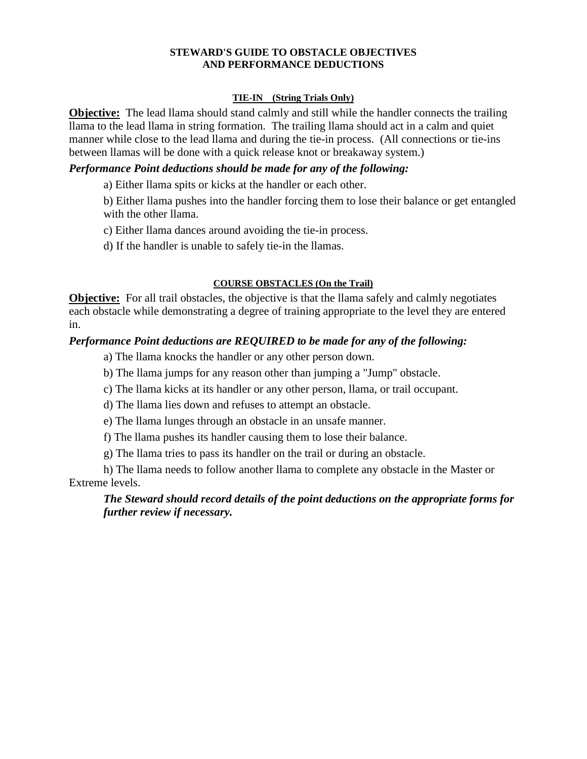# STEWARD'S GUIDE TO OBSTACLE OBJECTIVES AND PERFORMANCE DEDUCTIONS

## TIE-IN (String Trials Only)

**Objective:** The lead llama should stand calmly and still while the handler connects the trailing llama to the lead llama in string formation. The trailing llama should act in a calm and quiet manner while close to the lead llama and during the tie-in process. (All connections or tie-ins between llamas will be done with a quick release knot or breakaway system.)

***Performance Point deductions should be made for any of the following:***

a) Either llama spits or kicks at the handler or each other.

b) Either llama pushes into the handler forcing them to lose their balance or get entangled with the other llama.

c) Either llama dances around avoiding the tie-in process.

d) If the handler is unable to safely tie-in the llamas.

## COURSE OBSTACLES (On the Trail)

**Objective:** For all trail obstacles, the objective is that the llama safely and calmly negotiates each obstacle while demonstrating a degree of training appropriate to the level they are entered in.

***Performance Point deductions are REQUIRED to be made for any of the following:***

a) The llama knocks the handler or any other person down.

b) The llama jumps for any reason other than jumping a "Jump" obstacle.

c) The llama kicks at its handler or any other person, llama, or trail occupant.

d) The llama lies down and refuses to attempt an obstacle.

e) The llama lunges through an obstacle in an unsafe manner.

f) The llama pushes its handler causing them to lose their balance.

g) The llama tries to pass its handler on the trail or during an obstacle.

h) The llama needs to follow another llama to complete any obstacle in the Master or Extreme levels.

***The Steward should record details of the point deductions on the appropriate forms for further review if necessary.***